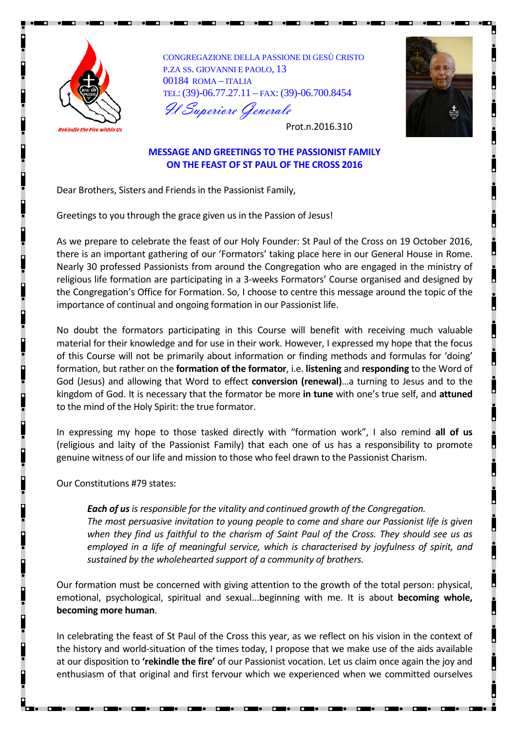Rekindle the Fire within Us

CONGREGAZIONE DELLA PASSIONE DI GESÙ CRISTO
P.ZA SS. GIOVANNI E PAOLO, 13
00184 ROMA – ITALIA
TEL: (39)-06.77.27.11 – FAX: (39)-06.700.8454

*Il Superiore Generale*

Prot.n.2016.310

## MESSAGE AND GREETINGS TO THE PASSIONIST FAMILY ON THE FEAST OF ST PAUL OF THE CROSS 2016

Dear Brothers, Sisters and Friends in the Passionist Family,

Greetings to you through the grace given us in the Passion of Jesus!

As we prepare to celebrate the feast of our Holy Founder: St Paul of the Cross on 19 October 2016, there is an important gathering of our 'Formators' taking place here in our General House in Rome. Nearly 30 professed Passionists from around the Congregation who are engaged in the ministry of religious life formation are participating in a 3-weeks Formators' Course organised and designed by the Congregation's Office for Formation. So, I choose to centre this message around the topic of the importance of continual and ongoing formation in our Passionist life.

No doubt the formators participating in this Course will benefit with receiving much valuable material for their knowledge and for use in their work. However, I expressed my hope that the focus of this Course will not be primarily about information or finding methods and formulas for 'doing' formation, but rather on the **formation of the formator**, i.e. **listening** and **responding** to the Word of God (Jesus) and allowing that Word to effect **conversion (renewal)**…a turning to Jesus and to the kingdom of God. It is necessary that the formator be more **in tune** with one's true self, and **attuned** to the mind of the Holy Spirit: the true formator.

In expressing my hope to those tasked directly with "formation work", I also remind **all of us** (religious and laity of the Passionist Family) that each one of us has a responsibility to promote genuine witness of our life and mission to those who feel drawn to the Passionist Charism.

Our Constitutions #79 states:

> ***Each of us*** *is responsible for the vitality and continued growth of the Congregation.*
> *The most persuasive invitation to young people to come and share our Passionist life is given when they find us faithful to the charism of Saint Paul of the Cross. They should see us as employed in a life of meaningful service, which is characterised by joyfulness of spirit, and sustained by the wholehearted support of a community of brothers.*

Our formation must be concerned with giving attention to the growth of the total person: physical, emotional, psychological, spiritual and sexual...beginning with me. It is about **becoming whole, becoming more human**.

In celebrating the feast of St Paul of the Cross this year, as we reflect on his vision in the context of the history and world-situation of the times today, I propose that we make use of the aids available at our disposition to **'rekindle the fire'** of our Passionist vocation. Let us claim once again the joy and enthusiasm of that original and first fervour which we experienced when we committed ourselves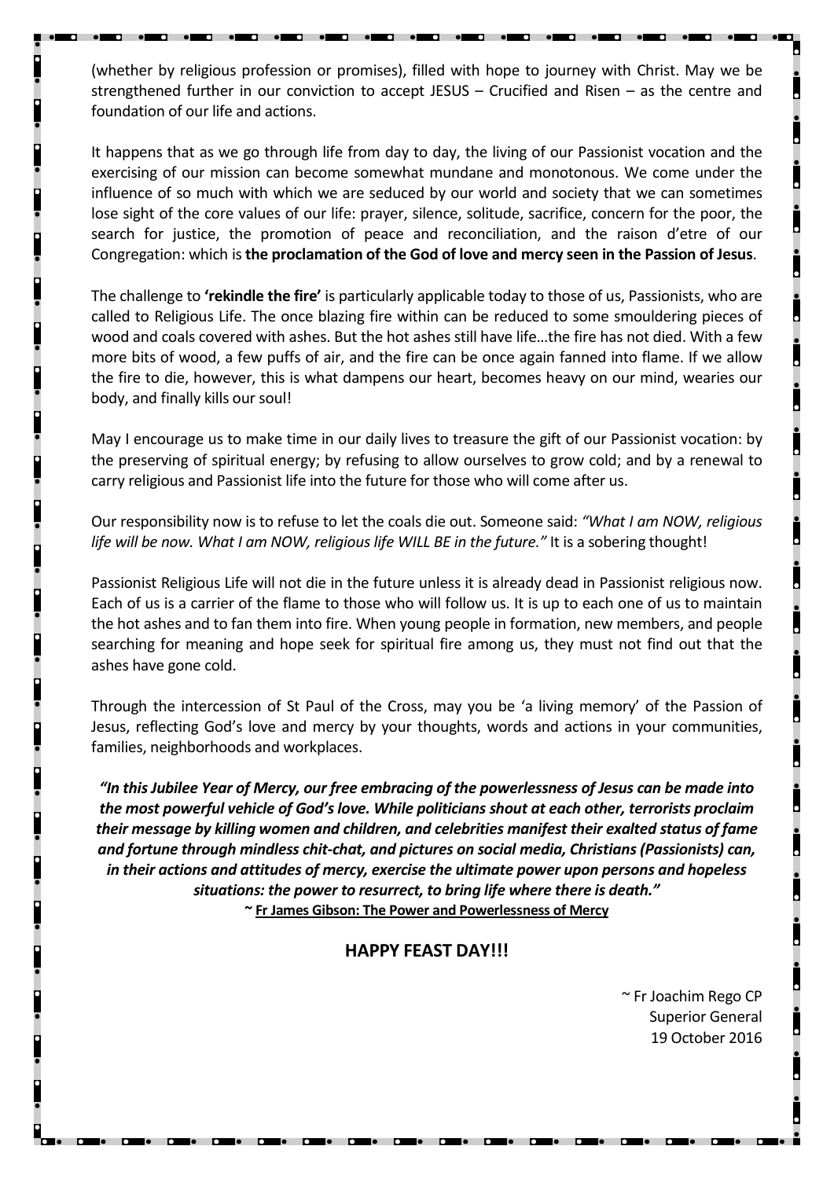(whether by religious profession or promises), filled with hope to journey with Christ. May we be strengthened further in our conviction to accept JESUS – Crucified and Risen – as the centre and foundation of our life and actions.

It happens that as we go through life from day to day, the living of our Passionist vocation and the exercising of our mission can become somewhat mundane and monotonous. We come under the influence of so much with which we are seduced by our world and society that we can sometimes lose sight of the core values of our life: prayer, silence, solitude, sacrifice, concern for the poor, the search for justice, the promotion of peace and reconciliation, and the raison d'etre of our Congregation: which is **the proclamation of the God of love and mercy seen in the Passion of Jesus**.

The challenge to **'rekindle the fire'** is particularly applicable today to those of us, Passionists, who are called to Religious Life. The once blazing fire within can be reduced to some smouldering pieces of wood and coals covered with ashes. But the hot ashes still have life…the fire has not died. With a few more bits of wood, a few puffs of air, and the fire can be once again fanned into flame. If we allow the fire to die, however, this is what dampens our heart, becomes heavy on our mind, wearies our body, and finally kills our soul!

May I encourage us to make time in our daily lives to treasure the gift of our Passionist vocation: by the preserving of spiritual energy; by refusing to allow ourselves to grow cold; and by a renewal to carry religious and Passionist life into the future for those who will come after us.

Our responsibility now is to refuse to let the coals die out. Someone said: *"What I am NOW, religious life will be now. What I am NOW, religious life WILL BE in the future."* It is a sobering thought!

Passionist Religious Life will not die in the future unless it is already dead in Passionist religious now. Each of us is a carrier of the flame to those who will follow us. It is up to each one of us to maintain the hot ashes and to fan them into fire. When young people in formation, new members, and people searching for meaning and hope seek for spiritual fire among us, they must not find out that the ashes have gone cold.

Through the intercession of St Paul of the Cross, may you be 'a living memory' of the Passion of Jesus, reflecting God's love and mercy by your thoughts, words and actions in your communities, families, neighborhoods and workplaces.

***"In this Jubilee Year of Mercy, our free embracing of the powerlessness of Jesus can be made into the most powerful vehicle of God's love. While politicians shout at each other, terrorists proclaim their message by killing women and children, and celebrities manifest their exalted status of fame and fortune through mindless chit-chat, and pictures on social media, Christians (Passionists) can, in their actions and attitudes of mercy, exercise the ultimate power upon persons and hopeless situations: the power to resurrect, to bring life where there is death."***

**~ Fr James Gibson: The Power and Powerlessness of Mercy**

## HAPPY FEAST DAY!!!

~ Fr Joachim Rego CP
Superior General
19 October 2016